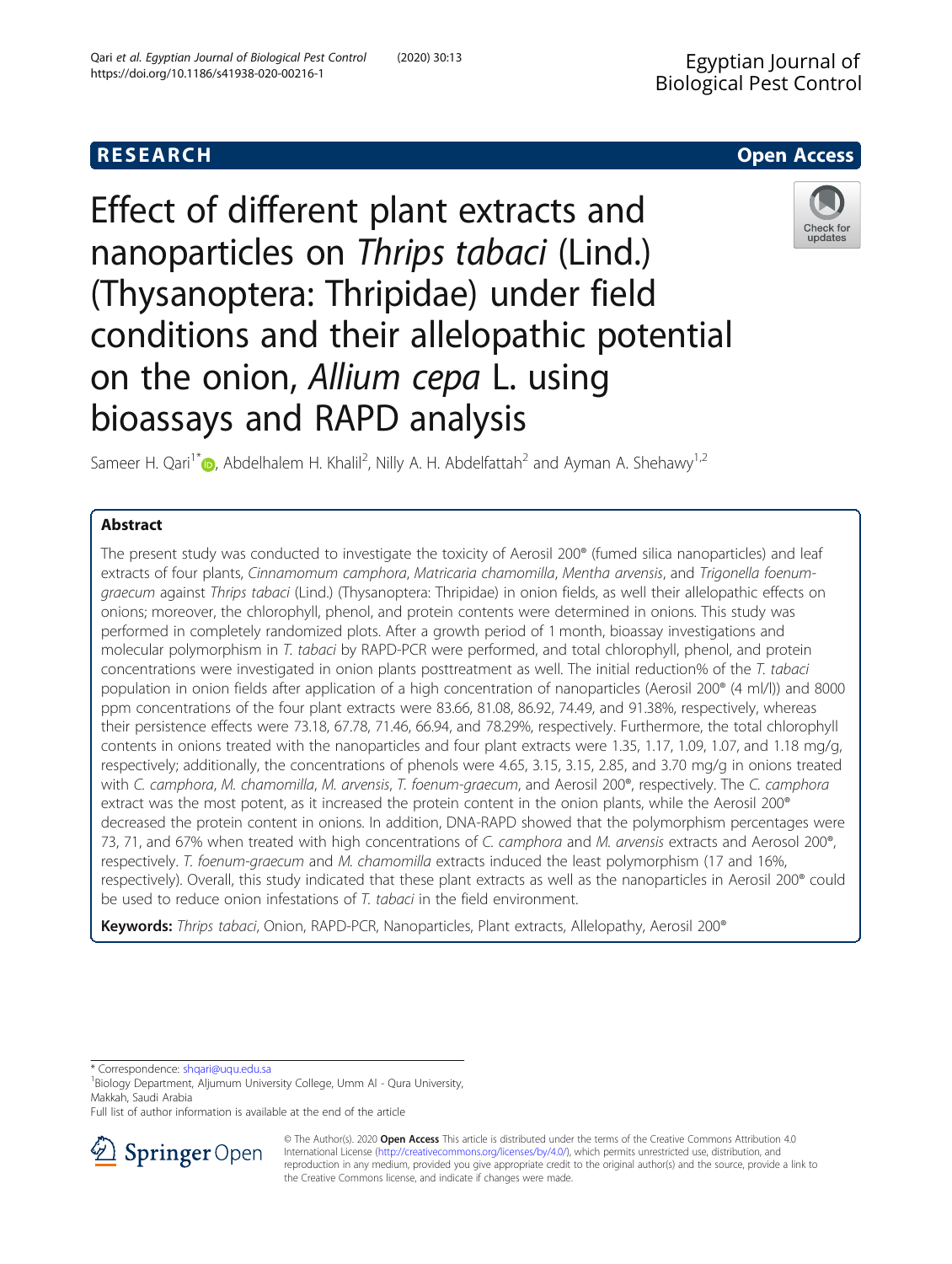RESEARCH **Open Access**

# Effect of different plant extracts and nanoparticles on *Thrips tabaci* (Lind.) (Thysanoptera: Thripidae) under field conditions and their allelopathic potential on the onion, *Allium cepa* L. using bioassays and RAPD analysis

Sameer H. Qari[1*], Abdelhalem H. Khalil[2], Nilly A. H. Abdelfattah[2] and Ayman A. Shehawy[1,2]

## Abstract

The present study was conducted to investigate the toxicity of Aerosil 200® (fumed silica nanoparticles) and leaf extracts of four plants, *Cinnamomum camphora*, *Matricaria chamomilla*, *Mentha arvensis*, and *Trigonella foenum-graecum* against *Thrips tabaci* (Lind.) (Thysanoptera: Thripidae) in onion fields, as well their allelopathic effects on onions; moreover, the chlorophyll, phenol, and protein contents were determined in onions. This study was performed in completely randomized plots. After a growth period of 1 month, bioassay investigations and molecular polymorphism in *T. tabaci* by RAPD-PCR were performed, and total chlorophyll, phenol, and protein concentrations were investigated in onion plants posttreatment as well. The initial reduction% of the *T. tabaci* population in onion fields after application of a high concentration of nanoparticles (Aerosil 200® (4 ml/l)) and 8000 ppm concentrations of the four plant extracts were 83.66, 81.08, 86.92, 74.49, and 91.38%, respectively, whereas their persistence effects were 73.18, 67.78, 71.46, 66.94, and 78.29%, respectively. Furthermore, the total chlorophyll contents in onions treated with the nanoparticles and four plant extracts were 1.35, 1.17, 1.09, 1.07, and 1.18 mg/g, respectively; additionally, the concentrations of phenols were 4.65, 3.15, 3.15, 2.85, and 3.70 mg/g in onions treated with *C. camphora*, *M. chamomilla*, *M. arvensis*, *T. foenum-graecum*, and Aerosil 200®, respectively. The *C. camphora* extract was the most potent, as it increased the protein content in the onion plants, while the Aerosil 200® decreased the protein content in onions. In addition, DNA-RAPD showed that the polymorphism percentages were 73, 71, and 67% when treated with high concentrations of *C. camphora* and *M. arvensis* extracts and Aerosol 200®, respectively. *T. foenum-graecum* and *M. chamomilla* extracts induced the least polymorphism (17 and 16%, respectively). Overall, this study indicated that these plant extracts as well as the nanoparticles in Aerosil 200® could be used to reduce onion infestations of *T. tabaci* in the field environment.

**Keywords:** *Thrips tabaci*, Onion, RAPD-PCR, Nanoparticles, Plant extracts, Allelopathy, Aerosil 200®

\* Correspondence: shqari@uqu.edu.sa
[1]Biology Department, Aljumum University College, Umm Al - Qura University, Makkah, Saudi Arabia
Full list of author information is available at the end of the article

© The Author(s). 2020 **Open Access** This article is distributed under the terms of the Creative Commons Attribution 4.0 International License (http://creativecommons.org/licenses/by/4.0/), which permits unrestricted use, distribution, and reproduction in any medium, provided you give appropriate credit to the original author(s) and the source, provide a link to the Creative Commons license, and indicate if changes were made.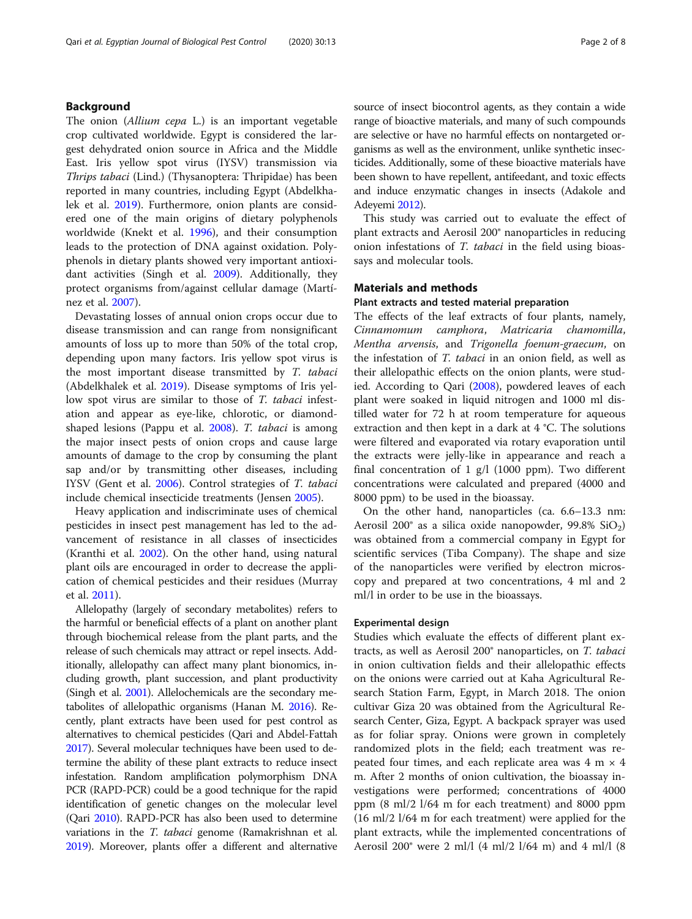## Background

The onion (*Allium cepa* L.) is an important vegetable crop cultivated worldwide. Egypt is considered the largest dehydrated onion source in Africa and the Middle East. Iris yellow spot virus (IYSV) transmission via *Thrips tabaci* (Lind.) (Thysanoptera: Thripidae) has been reported in many countries, including Egypt (Abdelkhalek et al. 2019). Furthermore, onion plants are considered one of the main origins of dietary polyphenols worldwide (Knekt et al. 1996), and their consumption leads to the protection of DNA against oxidation. Polyphenols in dietary plants showed very important antioxidant activities (Singh et al. 2009). Additionally, they protect organisms from/against cellular damage (Martínez et al. 2007).

Devastating losses of annual onion crops occur due to disease transmission and can range from nonsignificant amounts of loss up to more than 50% of the total crop, depending upon many factors. Iris yellow spot virus is the most important disease transmitted by *T. tabaci* (Abdelkhalek et al. 2019). Disease symptoms of Iris yellow spot virus are similar to those of *T. tabaci* infestation and appear as eye-like, chlorotic, or diamond-shaped lesions (Pappu et al. 2008). *T. tabaci* is among the major insect pests of onion crops and cause large amounts of damage to the crop by consuming the plant sap and/or by transmitting other diseases, including IYSV (Gent et al. 2006). Control strategies of *T. tabaci* include chemical insecticide treatments (Jensen 2005).

Heavy application and indiscriminate uses of chemical pesticides in insect pest management has led to the advancement of resistance in all classes of insecticides (Kranthi et al. 2002). On the other hand, using natural plant oils are encouraged in order to decrease the application of chemical pesticides and their residues (Murray et al. 2011).

Allelopathy (largely of secondary metabolites) refers to the harmful or beneficial effects of a plant on another plant through biochemical release from the plant parts, and the release of such chemicals may attract or repel insects. Additionally, allelopathy can affect many plant bionomics, including growth, plant succession, and plant productivity (Singh et al. 2001). Allelochemicals are the secondary metabolites of allelopathic organisms (Hanan M. 2016). Recently, plant extracts have been used for pest control as alternatives to chemical pesticides (Qari and Abdel-Fattah 2017). Several molecular techniques have been used to determine the ability of these plant extracts to reduce insect infestation. Random amplification polymorphism DNA PCR (RAPD-PCR) could be a good technique for the rapid identification of genetic changes on the molecular level (Qari 2010). RAPD-PCR has also been used to determine variations in the *T. tabaci* genome (Ramakrishnan et al. 2019). Moreover, plants offer a different and alternative source of insect biocontrol agents, as they contain a wide range of bioactive materials, and many of such compounds are selective or have no harmful effects on nontargeted organisms as well as the environment, unlike synthetic insecticides. Additionally, some of these bioactive materials have been shown to have repellent, antifeedant, and toxic effects and induce enzymatic changes in insects (Adakole and Adeyemi 2012).

This study was carried out to evaluate the effect of plant extracts and Aerosil 200® nanoparticles in reducing onion infestations of *T. tabaci* in the field using bioassays and molecular tools.

## Materials and methods

### Plant extracts and tested material preparation

The effects of the leaf extracts of four plants, namely, *Cinnamomum camphora*, *Matricaria chamomilla*, *Mentha arvensis*, and *Trigonella foenum-graecum*, on the infestation of *T. tabaci* in an onion field, as well as their allelopathic effects on the onion plants, were studied. According to Qari (2008), powdered leaves of each plant were soaked in liquid nitrogen and 1000 ml distilled water for 72 h at room temperature for aqueous extraction and then kept in a dark at 4 °C. The solutions were filtered and evaporated via rotary evaporation until the extracts were jelly-like in appearance and reach a final concentration of 1 g/l (1000 ppm). Two different concentrations were calculated and prepared (4000 and 8000 ppm) to be used in the bioassay.

On the other hand, nanoparticles (ca. 6.6–13.3 nm: Aerosil 200® as a silica oxide nanopowder, 99.8% $SiO_2$) was obtained from a commercial company in Egypt for scientific services (Tiba Company). The shape and size of the nanoparticles were verified by electron microscopy and prepared at two concentrations, 4 ml and 2 ml/l in order to be use in the bioassays.

### Experimental design

Studies which evaluate the effects of different plant extracts, as well as Aerosil 200® nanoparticles, on *T. tabaci* in onion cultivation fields and their allelopathic effects on the onions were carried out at Kaha Agricultural Research Station Farm, Egypt, in March 2018. The onion cultivar Giza 20 was obtained from the Agricultural Research Center, Giza, Egypt. A backpack sprayer was used as for foliar spray. Onions were grown in completely randomized plots in the field; each treatment was repeated four times, and each replicate area was 4 m × 4 m. After 2 months of onion cultivation, the bioassay investigations were performed; concentrations of 4000 ppm (8 ml/2 l/64 m for each treatment) and 8000 ppm (16 ml/2 l/64 m for each treatment) were applied for the plant extracts, while the implemented concentrations of Aerosil 200® were 2 ml/l (4 ml/2 l/64 m) and 4 ml/l (8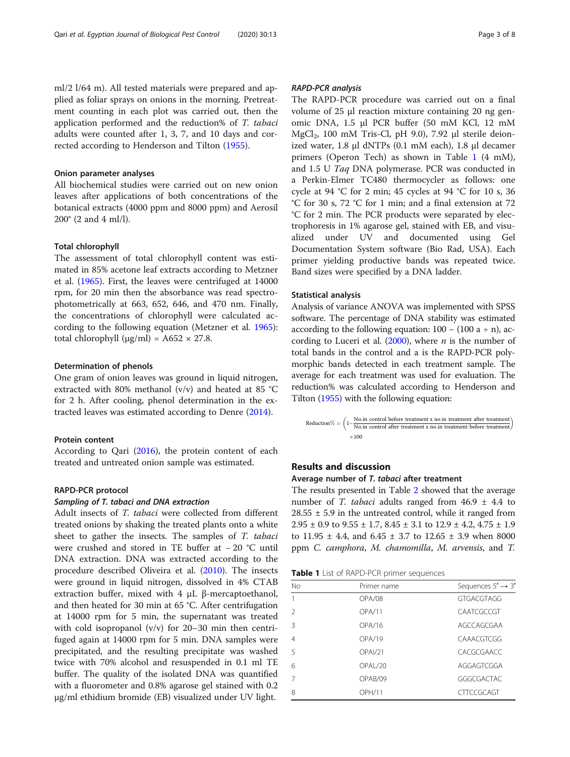ml/2 l/64 m). All tested materials were prepared and applied as foliar sprays on onions in the morning. Pretreatment counting in each plot was carried out, then the application performed and the reduction% of *T. tabaci* adults were counted after 1, 3, 7, and 10 days and corrected according to Henderson and Tilton (1955).

### Onion parameter analyses

All biochemical studies were carried out on new onion leaves after applications of both concentrations of the botanical extracts (4000 ppm and 8000 ppm) and Aerosil 200® (2 and 4 ml/l).

### Total chlorophyll

The assessment of total chlorophyll content was estimated in 85% acetone leaf extracts according to Metzner et al. (1965). First, the leaves were centrifuged at 14000 rpm, for 20 min then the absorbance was read spectrophotometrically at 663, 652, 646, and 470 nm. Finally, the concentrations of chlorophyll were calculated according to the following equation (Metzner et al. 1965): total chlorophyll (μg/ml) = A652 × 27.8.

### Determination of phenols

One gram of onion leaves was ground in liquid nitrogen, extracted with 80% methanol (v/v) and heated at 85 °C for 2 h. After cooling, phenol determination in the extracted leaves was estimated according to Denre (2014).

### Protein content

According to Qari (2016), the protein content of each treated and untreated onion sample was estimated.

### RAPD-PCR protocol

#### *Sampling of T. tabaci and DNA extraction*

Adult insects of *T. tabaci* were collected from different treated onions by shaking the treated plants onto a white sheet to gather the insects. The samples of *T. tabaci* were crushed and stored in TE buffer at − 20 °C until DNA extraction. DNA was extracted according to the procedure described Oliveira et al. (2010). The insects were ground in liquid nitrogen, dissolved in 4% CTAB extraction buffer, mixed with 4 μL β-mercaptoethanol, and then heated for 30 min at 65 °C. After centrifugation at 14000 rpm for 5 min, the supernatant was treated with cold isopropanol (v/v) for 20–30 min then centrifuged again at 14000 rpm for 5 min. DNA samples were precipitated, and the resulting precipitate was washed twice with 70% alcohol and resuspended in 0.1 ml TE buffer. The quality of the isolated DNA was quantified with a fluorometer and 0.8% agarose gel stained with 0.2 μg/ml ethidium bromide (EB) visualized under UV light.

#### *RAPD-PCR analysis*

The RAPD-PCR procedure was carried out on a final volume of 25 μl reaction mixture containing 20 ng genomic DNA, 1.5 μl PCR buffer (50 mM KCl, 12 mM $MgCl_2$, 100 mM Tris-Cl, pH 9.0), 7.92 μl sterile deionized water, 1.8 μl dNTPs (0.1 mM each), 1.8 μl decamer primers (Operon Tech) as shown in Table 1 (4 mM), and 1.5 U *Taq* DNA polymerase. PCR was conducted in a Perkin-Elmer TC480 thermocycler as follows: one cycle at 94 °C for 2 min; 45 cycles at 94 °C for 10 s, 36 °C for 30 s, 72 °C for 1 min; and a final extension at 72 °C for 2 min. The PCR products were separated by electrophoresis in 1% agarose gel, stained with EB, and visualized under UV and documented using Gel Documentation System software (Bio Rad, USA). Each primer yielding productive bands was repeated twice. Band sizes were specified by a DNA ladder.

### Statistical analysis

Analysis of variance ANOVA was implemented with SPSS software. The percentage of DNA stability was estimated according to the following equation: 100 – (100 a ÷ n), according to Luceri et al. (2000), where *n* is the number of total bands in the control and a is the RAPD-PCR polymorphic bands detected in each treatment sample. The average for each treatment was used for evaluation. The reduction% was calculated according to Henderson and Tilton (1955) with the following equation:

$$\text{Reduction\%} = \left(1 - \frac{\text{No.in control before treatment x no.in treatment after treatment}}{\text{No.in control after treatment x no.in treatment before treatment}}\right) \times 100$$

## Results and discussion

### Average number of *T. tabaci* after treatment

The results presented in Table 2 showed that the average number of *T. tabaci* adults ranged from 46.9 ± 4.4 to 28.55 ± 5.9 in the untreated control, while it ranged from 2.95 ± 0.9 to 9.55 ± 1.7, 8.45 ± 3.1 to 12.9 ± 4.2, 4.75 ± 1.9 to 11.95 ± 4.4, and 6.45 ± 3.7 to 12.65 ± 3.9 when 8000 ppm *C. camphora*, *M. chamomilla*, *M. arvensis*, and *T.*

**Table 1** List of RAPD-PCR primer sequences

| No | Primer name | Sequences 5′ → 3′ |
|---|---|---|
| 1 | OPA/08 | GTGACGTAGG |
| 2 | OPA/11 | CAATCGCCGT |
| 3 | OPA/16 | AGCCAGCGAA |
| 4 | OPA/19 | CAAACGTCGG |
| 5 | OPAI/21 | CACGCGAACC |
| 6 | OPAL/20 | AGGAGTCGGA |
| 7 | OPAB/09 | GGGCGACTAC |
| 8 | OPH/11 | CTTCCGCAGT |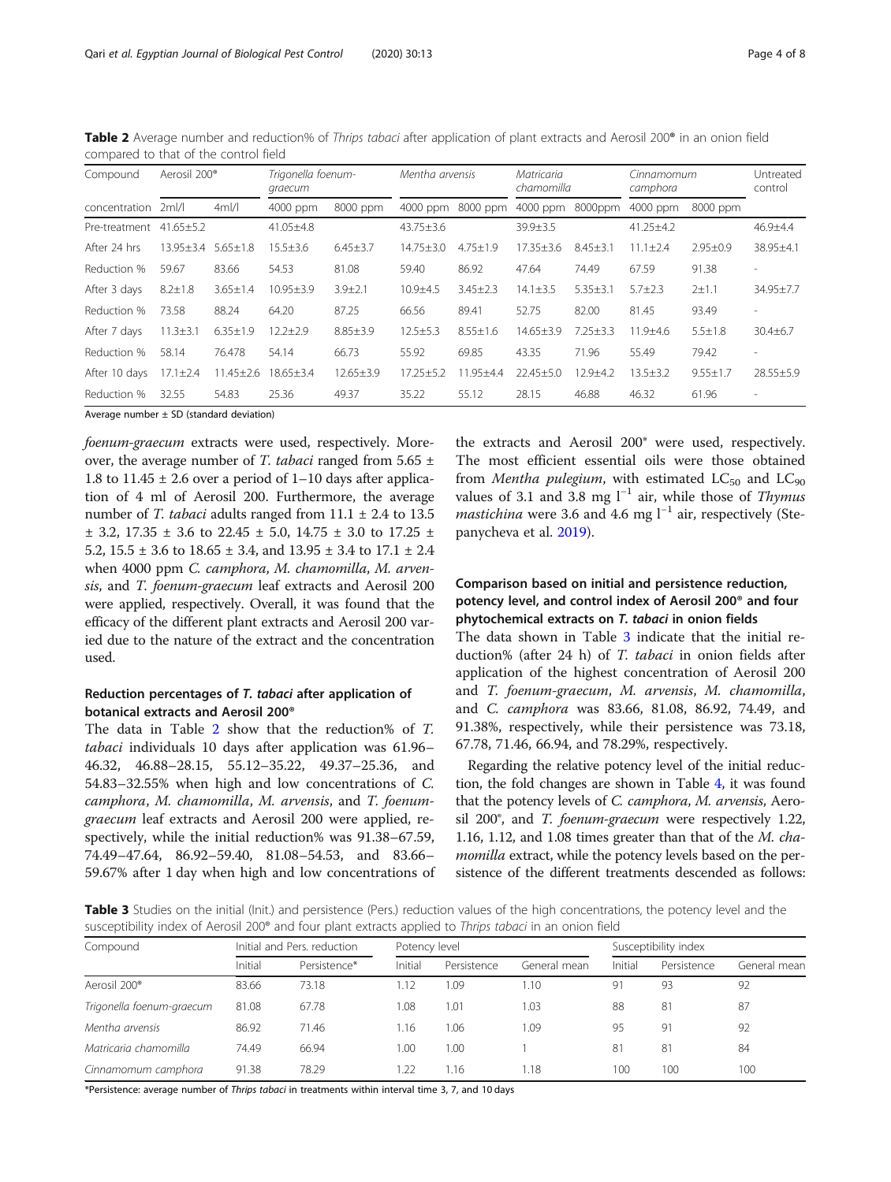**Table 2** Average number and reduction% of *Thrips tabaci* after application of plant extracts and Aerosil 200® in an onion field compared to that of the control field

| Compound | Aerosil 200® | | *Trigonella foenum-graecum* | | *Mentha arvensis* | | *Matricaria chamomilla* | | *Cinnamomum camphora* | | Untreated control |
|---|---|---|---|---|---|---|---|---|---|---|---|
| concentration | 2ml/l | 4ml/l | 4000 ppm | 8000 ppm | 4000 ppm | 8000 ppm | 4000 ppm | 8000ppm | 4000 ppm | 8000 ppm | |
| Pre-treatment | 41.65±5.2 | | 41.05±4.8 | | 43.75±3.6 | | 39.9±3.5 | | 41.25±4.2 | | 46.9±4.4 |
| After 24 hrs | 13.95±3.4 | 5.65±1.8 | 15.5±3.6 | 6.45±3.7 | 14.75±3.0 | 4.75±1.9 | 17.35±3.6 | 8.45±3.1 | 11.1±2.4 | 2.95±0.9 | 38.95±4.1 |
| Reduction % | 59.67 | 83.66 | 54.53 | 81.08 | 59.40 | 86.92 | 47.64 | 74.49 | 67.59 | 91.38 | - |
| After 3 days | 8.2±1.8 | 3.65±1.4 | 10.95±3.9 | 3.9±2.1 | 10.9±4.5 | 3.45±2.3 | 14.1±3.5 | 5.35±3.1 | 5.7±2.3 | 2±1.1 | 34.95±7.7 |
| Reduction % | 73.58 | 88.24 | 64.20 | 87.25 | 66.56 | 89.41 | 52.75 | 82.00 | 81.45 | 93.49 | - |
| After 7 days | 11.3±3.1 | 6.35±1.9 | 12.2±2.9 | 8.85±3.9 | 12.5±5.3 | 8.55±1.6 | 14.65±3.9 | 7.25±3.3 | 11.9±4.6 | 5.5±1.8 | 30.4±6.7 |
| Reduction % | 58.14 | 76.478 | 54.14 | 66.73 | 55.92 | 69.85 | 43.35 | 71.96 | 55.49 | 79.42 | - |
| After 10 days | 17.1±2.4 | 11.45±2.6 | 18.65±3.4 | 12.65±3.9 | 17.25±5.2 | 11.95±4.4 | 22.45±5.0 | 12.9±4.2 | 13.5±3.2 | 9.55±1.7 | 28.55±5.9 |
| Reduction % | 32.55 | 54.83 | 25.36 | 49.37 | 35.22 | 55.12 | 28.15 | 46.88 | 46.32 | 61.96 | - |

Average number ± SD (standard deviation)

*foenum-graecum* extracts were used, respectively. Moreover, the average number of *T. tabaci* ranged from 5.65 ± 1.8 to 11.45 ± 2.6 over a period of 1–10 days after application of 4 ml of Aerosil 200. Furthermore, the average number of *T. tabaci* adults ranged from 11.1 ± 2.4 to 13.5 ± 3.2, 17.35 ± 3.6 to 22.45 ± 5.0, 14.75 ± 3.0 to 17.25 ± 5.2, 15.5 ± 3.6 to 18.65 ± 3.4, and 13.95 ± 3.4 to 17.1 ± 2.4 when 4000 ppm *C. camphora*, *M. chamomilla*, *M. arvensis*, and *T. foenum-graecum* leaf extracts and Aerosil 200 were applied, respectively. Overall, it was found that the efficacy of the different plant extracts and Aerosil 200 varied due to the nature of the extract and the concentration used.

### Reduction percentages of *T. tabaci* after application of botanical extracts and Aerosil 200®

The data in Table 2 show that the reduction% of *T. tabaci* individuals 10 days after application was 61.96–46.32, 46.88–28.15, 55.12–35.22, 49.37–25.36, and 54.83–32.55% when high and low concentrations of *C. camphora*, *M. chamomilla*, *M. arvensis*, and *T. foenum-graecum* leaf extracts and Aerosil 200 were applied, respectively, while the initial reduction% was 91.38–67.59, 74.49–47.64, 86.92–59.40, 81.08–54.53, and 83.66–59.67% after 1 day when high and low concentrations of the extracts and Aerosil 200® were used, respectively. The most efficient essential oils were those obtained from *Mentha pulegium*, with estimated $LC_{50}$ and $LC_{90}$ values of 3.1 and 3.8 mg $l^{-1}$ air, while those of *Thymus mastichina* were 3.6 and 4.6 mg $l^{-1}$ air, respectively (Stepanycheva et al. 2019).

### Comparison based on initial and persistence reduction, potency level, and control index of Aerosil 200® and four phytochemical extracts on *T. tabaci* in onion fields

The data shown in Table 3 indicate that the initial reduction% (after 24 h) of *T. tabaci* in onion fields after application of the highest concentration of Aerosil 200 and *T. foenum-graecum*, *M. arvensis*, *M. chamomilla*, and *C. camphora* was 83.66, 81.08, 86.92, 74.49, and 91.38%, respectively, while their persistence was 73.18, 67.78, 71.46, 66.94, and 78.29%, respectively.

Regarding the relative potency level of the initial reduction, the fold changes are shown in Table 4, it was found that the potency levels of *C. camphora*, *M. arvensis*, Aerosil 200®, and *T. foenum-graecum* were respectively 1.22, 1.16, 1.12, and 1.08 times greater than that of the *M. chamomilla* extract, while the potency levels based on the persistence of the different treatments descended as follows:

**Table 3** Studies on the initial (Init.) and persistence (Pers.) reduction values of the high concentrations, the potency level and the susceptibility index of Aerosil 200® and four plant extracts applied to *Thrips tabaci* in an onion field

| Compound | Initial and Pers. reduction | | Potency level | | | Susceptibility index | | |
|---|---|---|---|---|---|---|---|---|
| | Initial | Persistence* | Initial | Persistence | General mean | Initial | Persistence | General mean |
| Aerosil 200® | 83.66 | 73.18 | 1.12 | 1.09 | 1.10 | 91 | 93 | 92 |
| *Trigonella foenum-graecum* | 81.08 | 67.78 | 1.08 | 1.01 | 1.03 | 88 | 81 | 87 |
| *Mentha arvensis* | 86.92 | 71.46 | 1.16 | 1.06 | 1.09 | 95 | 91 | 92 |
| *Matricaria chamomilla* | 74.49 | 66.94 | 1.00 | 1.00 | 1 | 81 | 81 | 84 |
| *Cinnamomum camphora* | 91.38 | 78.29 | 1.22 | 1.16 | 1.18 | 100 | 100 | 100 |

*Persistence: average number of *Thrips tabaci* in treatments within interval time 3, 7, and 10 days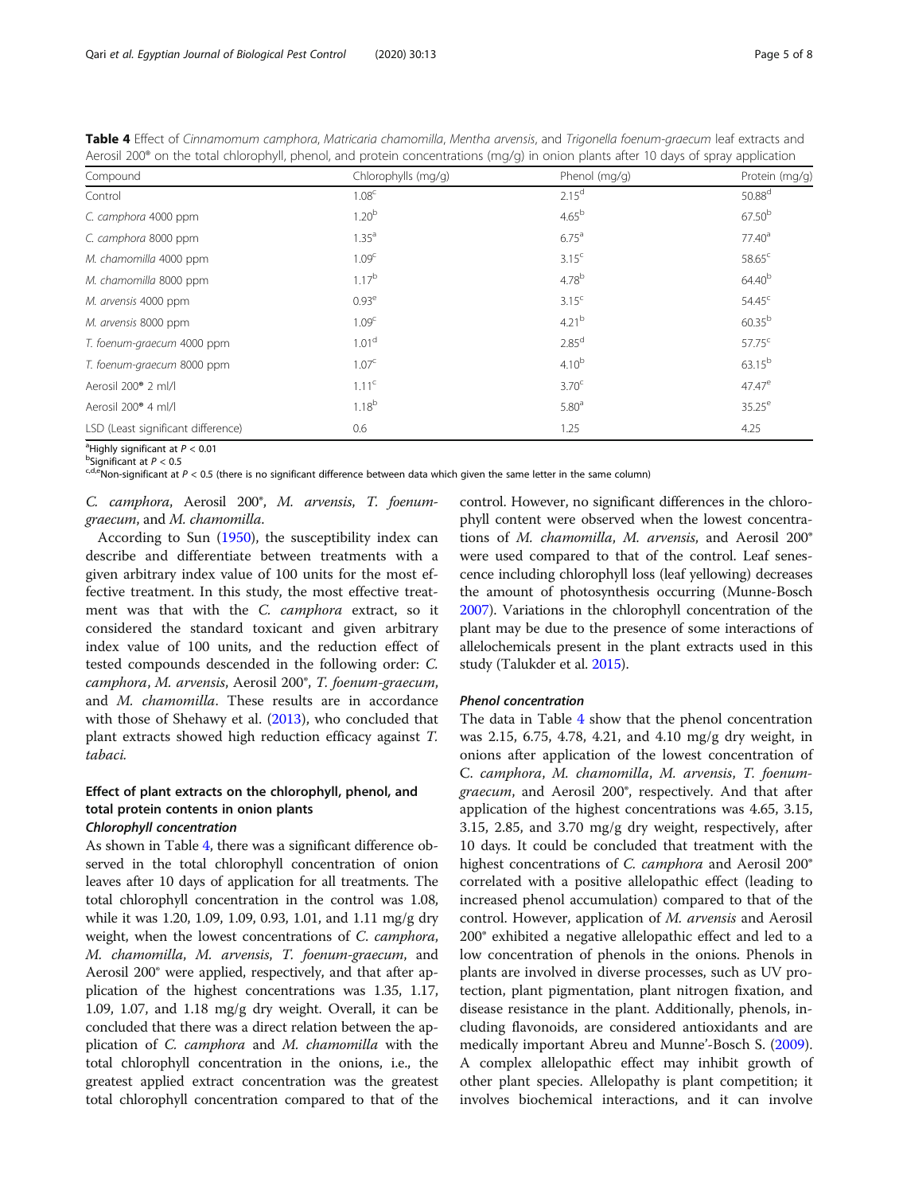**Table 4** Effect of *Cinnamomum camphora*, *Matricaria chamomilla*, *Mentha arvensis*, and *Trigonella foenum-graecum* leaf extracts and Aerosil 200® on the total chlorophyll, phenol, and protein concentrations (mg/g) in onion plants after 10 days of spray application

| Compound | Chlorophylls (mg/g) | Phenol (mg/g) | Protein (mg/g) |
|---|---|---|---|
| Control | 1.08[c] | 2.15[d] | 50.88[d] |
| *C. camphora* 4000 ppm | 1.20[b] | 4.65[b] | 67.50[b] |
| *C. camphora* 8000 ppm | 1.35[a] | 6.75[a] | 77.40[a] |
| *M. chamomilla* 4000 ppm | 1.09[c] | 3.15[c] | 58.65[c] |
| *M. chamomilla* 8000 ppm | 1.17[b] | 4.78[b] | 64.40[b] |
| *M. arvensis* 4000 ppm | 0.93[e] | 3.15[c] | 54.45[c] |
| *M. arvensis* 8000 ppm | 1.09[c] | 4.21[b] | 60.35[b] |
| *T. foenum-graecum* 4000 ppm | 1.01[d] | 2.85[d] | 57.75[c] |
| *T. foenum-graecum* 8000 ppm | 1.07[c] | 4.10[b] | 63.15[b] |
| Aerosil 200® 2 ml/l | 1.11[c] | 3.70[c] | 47.47[e] |
| Aerosil 200® 4 ml/l | 1.18[b] | 5.80[a] | 35.25[e] |
| LSD (Least significant difference) | 0.6 | 1.25 | 4.25 |

[a]Highly significant at $P < 0.01$
[b]Significant at $P < 0.5$
[c,d,e]Non-significant at $P < 0.5$ (there is no significant difference between data which given the same letter in the same column)

*C. camphora*, Aerosil 200®, *M. arvensis*, *T. foenum-graecum*, and *M. chamomilla*.

According to Sun (1950), the susceptibility index can describe and differentiate between treatments with a given arbitrary index value of 100 units for the most effective treatment. In this study, the most effective treatment was that with the *C. camphora* extract, so it considered the standard toxicant and given arbitrary index value of 100 units, and the reduction effect of tested compounds descended in the following order: *C. camphora*, *M. arvensis*, Aerosil 200®, *T. foenum-graecum*, and *M. chamomilla*. These results are in accordance with those of Shehawy et al. (2013), who concluded that plant extracts showed high reduction efficacy against *T. tabaci.*

## Effect of plant extracts on the chlorophyll, phenol, and total protein contents in onion plants

### Chlorophyll concentration

As shown in Table 4, there was a significant difference observed in the total chlorophyll concentration of onion leaves after 10 days of application for all treatments. The total chlorophyll concentration in the control was 1.08, while it was 1.20, 1.09, 1.09, 0.93, 1.01, and 1.11 mg/g dry weight, when the lowest concentrations of *C. camphora*, *M. chamomilla*, *M. arvensis*, *T. foenum-graecum*, and Aerosil 200® were applied, respectively, and that after application of the highest concentrations was 1.35, 1.17, 1.09, 1.07, and 1.18 mg/g dry weight. Overall, it can be concluded that there was a direct relation between the application of *C. camphora* and *M. chamomilla* with the total chlorophyll concentration in the onions, i.e., the greatest applied extract concentration was the greatest total chlorophyll concentration compared to that of the control. However, no significant differences in the chlorophyll content were observed when the lowest concentrations of *M. chamomilla*, *M. arvensis*, and Aerosil 200® were used compared to that of the control. Leaf senescence including chlorophyll loss (leaf yellowing) decreases the amount of photosynthesis occurring (Munne-Bosch 2007). Variations in the chlorophyll concentration of the plant may be due to the presence of some interactions of allelochemicals present in the plant extracts used in this study (Talukder et al. 2015).

### Phenol concentration

The data in Table 4 show that the phenol concentration was 2.15, 6.75, 4.78, 4.21, and 4.10 mg/g dry weight, in onions after application of the lowest concentration of C. *camphora*, *M. chamomilla*, *M. arvensis*, *T. foenum-graecum*, and Aerosil 200®, respectively. And that after application of the highest concentrations was 4.65, 3.15, 3.15, 2.85, and 3.70 mg/g dry weight, respectively, after 10 days. It could be concluded that treatment with the highest concentrations of *C. camphora* and Aerosil 200® correlated with a positive allelopathic effect (leading to increased phenol accumulation) compared to that of the control. However, application of *M. arvensis* and Aerosil 200® exhibited a negative allelopathic effect and led to a low concentration of phenols in the onions. Phenols in plants are involved in diverse processes, such as UV protection, plant pigmentation, plant nitrogen fixation, and disease resistance in the plant. Additionally, phenols, including flavonoids, are considered antioxidants and are medically important Abreu and Munne'-Bosch S. (2009). A complex allelopathic effect may inhibit growth of other plant species. Allelopathy is plant competition; it involves biochemical interactions, and it can involve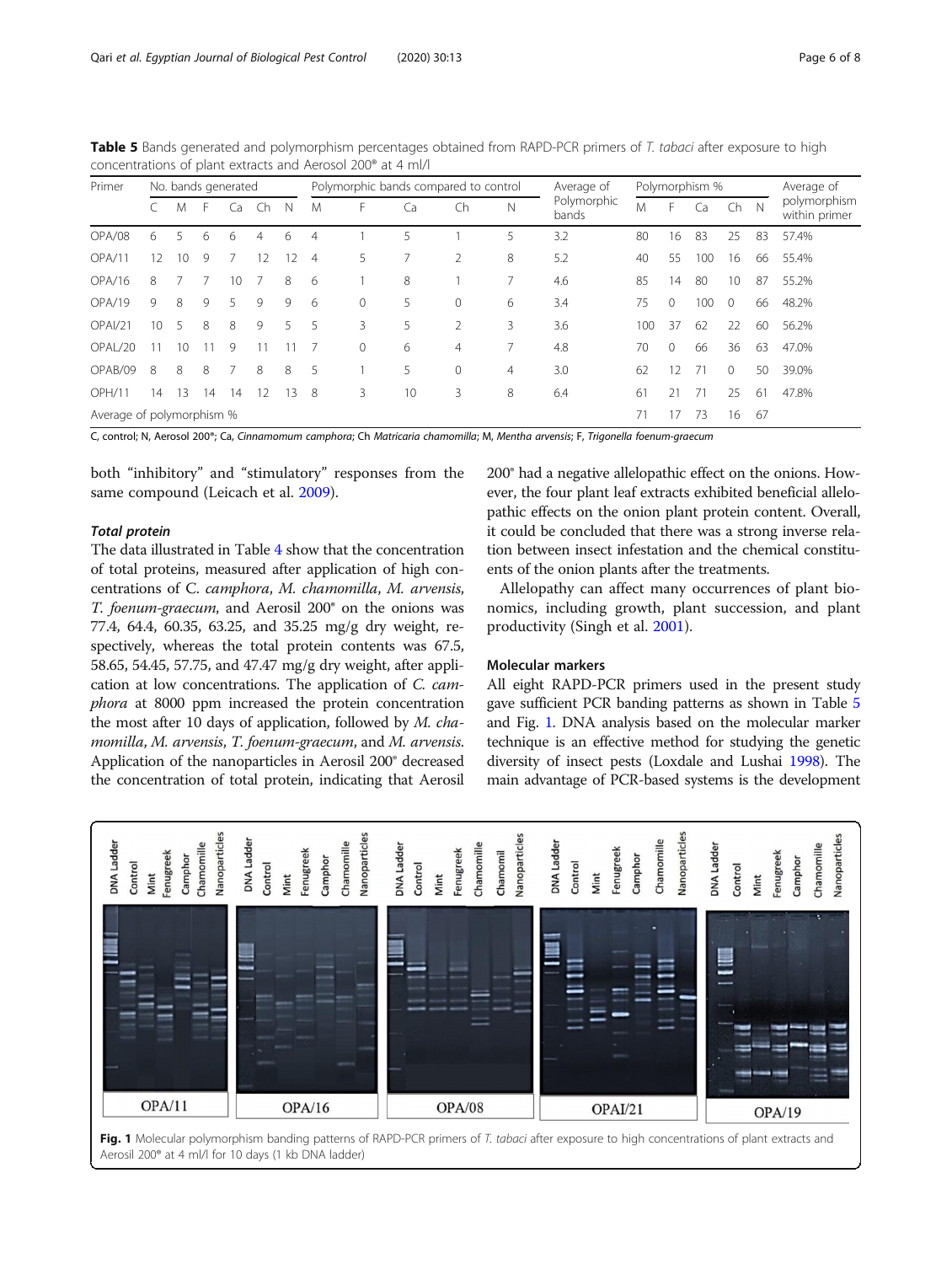**Table 5** Bands generated and polymorphism percentages obtained from RAPD-PCR primers of *T. tabaci* after exposure to high concentrations of plant extracts and Aerosol 200® at 4 ml/l

| Primer | No. bands generated | | | | | | Polymorphic bands compared to control | | | | | Average of Polymorphic bands | Polymorphism % | | | | | Average of polymorphism within primer |
|---|---|---|---|---|---|---|---|---|---|---|---|---|---|---|---|---|---|---|
| | C | M | F | Ca | Ch | N | M | F | Ca | Ch | N | | M | F | Ca | Ch | N | |
| OPA/08 | 6 | 5 | 6 | 6 | 4 | 6 | 4 | 1 | 5 | 1 | 5 | 3.2 | 80 | 16 | 83 | 25 | 83 | 57.4% |
| OPA/11 | 12 | 10 | 9 | 7 | 12 | 12 | 4 | 5 | 7 | 2 | 8 | 5.2 | 40 | 55 | 100 | 16 | 66 | 55.4% |
| OPA/16 | 8 | 7 | 7 | 10 | 7 | 8 | 6 | 1 | 8 | 1 | 7 | 4.6 | 85 | 14 | 80 | 10 | 87 | 55.2% |
| OPA/19 | 9 | 8 | 9 | 5 | 9 | 9 | 6 | 0 | 5 | 0 | 6 | 3.4 | 75 | 0 | 100 | 0 | 66 | 48.2% |
| OPAI/21 | 10 | 5 | 8 | 8 | 9 | 5 | 5 | 3 | 5 | 2 | 3 | 3.6 | 100 | 37 | 62 | 22 | 60 | 56.2% |
| OPAL/20 | 11 | 10 | 11 | 9 | 11 | 11 | 7 | 0 | 6 | 4 | 7 | 4.8 | 70 | 0 | 66 | 36 | 63 | 47.0% |
| OPAB/09 | 8 | 8 | 8 | 7 | 8 | 8 | 5 | 1 | 5 | 0 | 4 | 3.0 | 62 | 12 | 71 | 0 | 50 | 39.0% |
| OPH/11 | 14 | 13 | 14 | 14 | 12 | 13 | 8 | 3 | 10 | 3 | 8 | 6.4 | 61 | 21 | 71 | 25 | 61 | 47.8% |
| Average of polymorphism % | | | | | | | | | | | | | 71 | 17 | 73 | 16 | 67 | |

C, control; N, Aerosol 200®; Ca, *Cinnamomum camphora*; Ch *Matricaria chamomilla*; M, *Mentha arvensis*; F, *Trigonella foenum-graecum*

both "inhibitory" and "stimulatory" responses from the same compound (Leicach et al. 2009).

### Total protein

The data illustrated in Table 4 show that the concentration of total proteins, measured after application of high concentrations of C. *camphora*, *M. chamomilla*, *M. arvensis*, *T. foenum-graecum*, and Aerosil 200® on the onions was 77.4, 64.4, 60.35, 63.25, and 35.25 mg/g dry weight, respectively, whereas the total protein contents was 67.5, 58.65, 54.45, 57.75, and 47.47 mg/g dry weight, after application at low concentrations. The application of *C. camphora* at 8000 ppm increased the protein concentration the most after 10 days of application, followed by *M. chamomilla*, *M. arvensis*, *T. foenum-graecum*, and *M. arvensis*. Application of the nanoparticles in Aerosil 200® decreased the concentration of total protein, indicating that Aerosil 200® had a negative allelopathic effect on the onions. However, the four plant leaf extracts exhibited beneficial allelopathic effects on the onion plant protein content. Overall, it could be concluded that there was a strong inverse relation between insect infestation and the chemical constituents of the onion plants after the treatments.

Allelopathy can affect many occurrences of plant bionomics, including growth, plant succession, and plant productivity (Singh et al. 2001).

### Molecular markers

All eight RAPD-PCR primers used in the present study gave sufficient PCR banding patterns as shown in Table 5 and Fig. 1. DNA analysis based on the molecular marker technique is an effective method for studying the genetic diversity of insect pests (Loxdale and Lushai 1998). The main advantage of PCR-based systems is the development

**Fig. 1** Molecular polymorphism banding patterns of RAPD-PCR primers of *T. tabaci* after exposure to high concentrations of plant extracts and Aerosil 200® at 4 ml/l for 10 days (1 kb DNA ladder)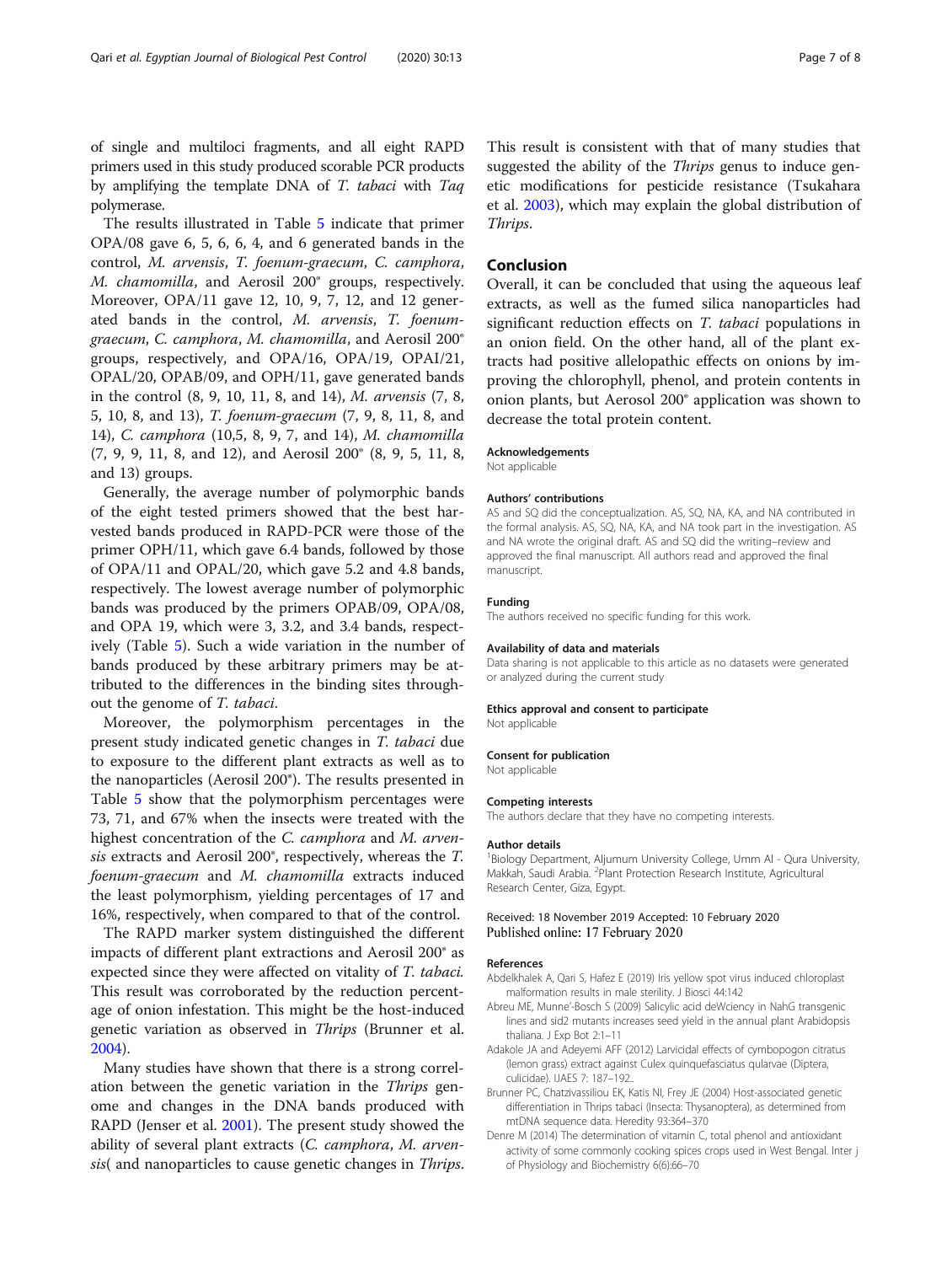of single and multiloci fragments, and all eight RAPD primers used in this study produced scorable PCR products by amplifying the template DNA of *T. tabaci* with *Taq* polymerase.

The results illustrated in Table 5 indicate that primer OPA/08 gave 6, 5, 6, 6, 4, and 6 generated bands in the control, *M. arvensis*, *T. foenum-graecum*, *C. camphora*, *M. chamomilla*, and Aerosil 200® groups, respectively. Moreover, OPA/11 gave 12, 10, 9, 7, 12, and 12 generated bands in the control, *M. arvensis*, *T. foenum-graecum*, *C. camphora*, *M. chamomilla*, and Aerosil 200® groups, respectively, and OPA/16, OPA/19, OPAl/21, OPAL/20, OPAB/09, and OPH/11, gave generated bands in the control (8, 9, 10, 11, 8, and 14), *M. arvensis* (7, 8, 5, 10, 8, and 13), *T. foenum-graecum* (7, 9, 8, 11, 8, and 14), *C. camphora* (10,5, 8, 9, 7, and 14), *M. chamomilla* (7, 9, 9, 11, 8, and 12), and Aerosil 200® (8, 9, 5, 11, 8, and 13) groups.

Generally, the average number of polymorphic bands of the eight tested primers showed that the best harvested bands produced in RAPD-PCR were those of the primer OPH/11, which gave 6.4 bands, followed by those of OPA/11 and OPAL/20, which gave 5.2 and 4.8 bands, respectively. The lowest average number of polymorphic bands was produced by the primers OPAB/09, OPA/08, and OPA 19, which were 3, 3.2, and 3.4 bands, respectively (Table 5). Such a wide variation in the number of bands produced by these arbitrary primers may be attributed to the differences in the binding sites throughout the genome of *T. tabaci*.

Moreover, the polymorphism percentages in the present study indicated genetic changes in *T. tabaci* due to exposure to the different plant extracts as well as to the nanoparticles (Aerosil 200®). The results presented in Table 5 show that the polymorphism percentages were 73, 71, and 67% when the insects were treated with the highest concentration of the *C. camphora* and *M. arvensis* extracts and Aerosil 200®, respectively, whereas the *T. foenum-graecum* and *M. chamomilla* extracts induced the least polymorphism, yielding percentages of 17 and 16%, respectively, when compared to that of the control.

The RAPD marker system distinguished the different impacts of different plant extractions and Aerosil 200® as expected since they were affected on vitality of *T. tabaci.* This result was corroborated by the reduction percentage of onion infestation. This might be the host-induced genetic variation as observed in *Thrips* (Brunner et al. 2004).

Many studies have shown that there is a strong correlation between the genetic variation in the *Thrips* genome and changes in the DNA bands produced with RAPD (Jenser et al. 2001). The present study showed the ability of several plant extracts (*C. camphora*, *M. arvensis*( and nanoparticles to cause genetic changes in *Thrips*. This result is consistent with that of many studies that suggested the ability of the *Thrips* genus to induce genetic modifications for pesticide resistance (Tsukahara et al. 2003), which may explain the global distribution of *Thrips*.

## Conclusion

Overall, it can be concluded that using the aqueous leaf extracts, as well as the fumed silica nanoparticles had significant reduction effects on *T. tabaci* populations in an onion field. On the other hand, all of the plant extracts had positive allelopathic effects on onions by improving the chlorophyll, phenol, and protein contents in onion plants, but Aerosol 200® application was shown to decrease the total protein content.

#### Acknowledgements

Not applicable

#### Authors' contributions

AS and SQ did the conceptualization. AS, SQ, NA, KA, and NA contributed in the formal analysis. AS, SQ, NA, KA, and NA took part in the investigation. AS and NA wrote the original draft. AS and SQ did the writing–review and approved the final manuscript. All authors read and approved the final manuscript.

#### Funding

The authors received no specific funding for this work.

#### Availability of data and materials

Data sharing is not applicable to this article as no datasets were generated or analyzed during the current study

#### Ethics approval and consent to participate

Not applicable

#### Consent for publication

Not applicable

#### Competing interests

The authors declare that they have no competing interests.

#### Author details

[1]Biology Department, Aljumum University College, Umm Al - Qura University, Makkah, Saudi Arabia. [2]Plant Protection Research Institute, Agricultural Research Center, Giza, Egypt.

Received: 18 November 2019 Accepted: 10 February 2020
Published online: 17 February 2020

#### References

Abdelkhalek A, Qari S, Hafez E (2019) Iris yellow spot virus induced chloroplast malformation results in male sterility. J Biosci 44:142

Abreu ME, Munne'-Bosch S (2009) Salicylic acid deWciency in NahG transgenic lines and sid2 mutants increases seed yield in the annual plant Arabidopsis thaliana. J Exp Bot 2:1–11

Adakole JA and Adeyemi AFF (2012) Larvicidal effects of cymbopogon citratus (lemon grass) extract against Culex quinquefasciatus qularvae (Diptera, culicidae). IJAES 7: 187–192..

Brunner PC, Chatzivassiliou EK, Katis NI, Frey JE (2004) Host-associated genetic differentiation in Thrips tabaci (Insecta: Thysanoptera), as determined from mtDNA sequence data. Heredity 93:364–370

Denre M (2014) The determination of vitamin C, total phenol and antioxidant activity of some commonly cooking spices crops used in West Bengal. Inter j of Physiology and Biochemistry 6(6):66–70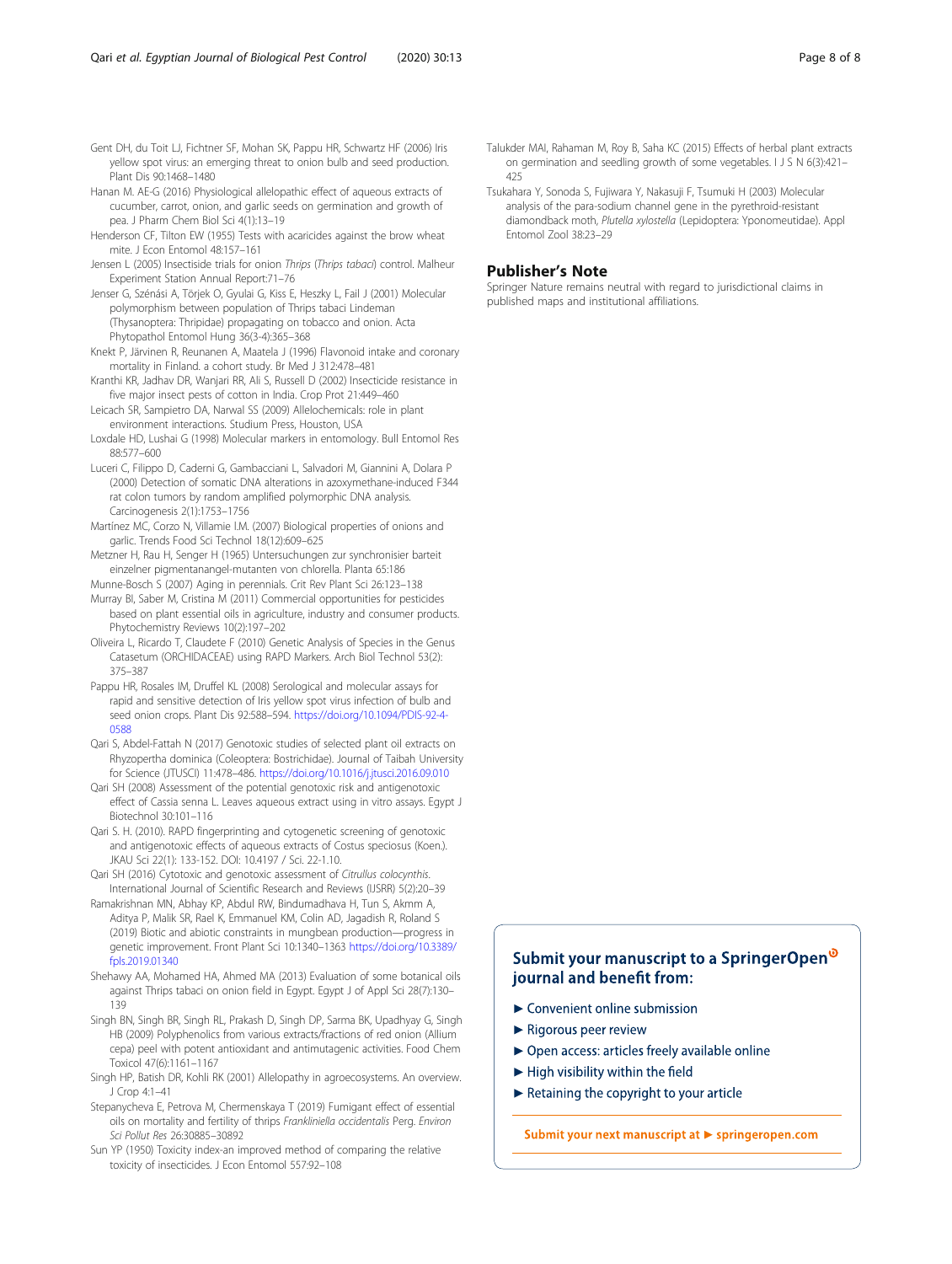Gent DH, du Toit LJ, Fichtner SF, Mohan SK, Pappu HR, Schwartz HF (2006) Iris yellow spot virus: an emerging threat to onion bulb and seed production. Plant Dis 90:1468–1480

Hanan M. AE-G (2016) Physiological allelopathic effect of aqueous extracts of cucumber, carrot, onion, and garlic seeds on germination and growth of pea. J Pharm Chem Biol Sci 4(1):13–19

Henderson CF, Tilton EW (1955) Tests with acaricides against the brow wheat mite. J Econ Entomol 48:157–161

Jensen L (2005) Insecticide trials for onion *Thrips* (*Thrips tabaci*) control. Malheur Experiment Station Annual Report:71–76

Jenser G, Szénási A, Törjek O, Gyulai G, Kiss E, Heszky L, Fail J (2001) Molecular polymorphism between population of Thrips tabaci Lindeman (Thysanoptera: Thripidae) propagating on tobacco and onion. Acta Phytopathol Entomol Hung 36(3-4):365–368

Knekt P, Järvinen R, Reunanen A, Maatela J (1996) Flavonoid intake and coronary mortality in Finland. a cohort study. Br Med J 312:478–481

Kranthi KR, Jadhav DR, Wanjari RR, Ali S, Russell D (2002) Insecticide resistance in five major insect pests of cotton in India. Crop Prot 21:449–460

Leicach SR, Sampietro DA, Narwal SS (2009) Allelochemicals: role in plant environment interactions. Studium Press, Houston, USA

Loxdale HD, Lushai G (1998) Molecular markers in entomology. Bull Entomol Res 88:577–600

Luceri C, Filippo D, Caderni G, Gambacciani L, Salvadori M, Giannini A, Dolara P (2000) Detection of somatic DNA alterations in azoxymethane-induced F344 rat colon tumors by random amplified polymorphic DNA analysis. Carcinogenesis 2(1):1753–1756

Martínez MC, Corzo N, Villamie l.M. (2007) Biological properties of onions and garlic. Trends Food Sci Technol 18(12):609–625

Metzner H, Rau H, Senger H (1965) Untersuchungen zur synchronisier barteit einzelner pigmentanangel-mutanten von chlorella. Planta 65:186

Munne-Bosch S (2007) Aging in perennials. Crit Rev Plant Sci 26:123–138

Murray BI, Saber M, Cristina M (2011) Commercial opportunities for pesticides based on plant essential oils in agriculture, industry and consumer products. Phytochemistry Reviews 10(2):197–202

Oliveira L, Ricardo T, Claudete F (2010) Genetic Analysis of Species in the Genus Catasetum (ORCHIDACEAE) using RAPD Markers. Arch Biol Technol 53(2): 375–387

Pappu HR, Rosales IM, Druffel KL (2008) Serological and molecular assays for rapid and sensitive detection of Iris yellow spot virus infection of bulb and seed onion crops. Plant Dis 92:588–594. https://doi.org/10.1094/PDIS-92-4-0588

Qari S, Abdel-Fattah N (2017) Genotoxic studies of selected plant oil extracts on Rhyzopertha dominica (Coleoptera: Bostrichidae). Journal of Taibah University for Science (JTUSCI) 11:478–486. https://doi.org/10.1016/j.jtusci.2016.09.010

Qari SH (2008) Assessment of the potential genotoxic risk and antigenotoxic effect of Cassia senna L. Leaves aqueous extract using in vitro assays. Egypt J Biotechnol 30:101–116

Qari S. H. (2010). RAPD fingerprinting and cytogenetic screening of genotoxic and antigenotoxic effects of aqueous extracts of Costus speciosus (Koen.). JKAU Sci 22(1): 133-152. DOI: 10.4197 / Sci. 22-1.10.

Qari SH (2016) Cytotoxic and genotoxic assessment of *Citrullus colocynthis*. International Journal of Scientific Research and Reviews (IJSRR) 5(2):20–39

Ramakrishnan MN, Abhay KP, Abdul RW, Bindumadhava H, Tun S, Akmm A, Aditya P, Malik SR, Rael K, Emmanuel KM, Colin AD, Jagadish R, Roland S (2019) Biotic and abiotic constraints in mungbean production—progress in genetic improvement. Front Plant Sci 10:1340–1363 https://doi.org/10.3389/fpls.2019.01340

Shehawy AA, Mohamed HA, Ahmed MA (2013) Evaluation of some botanical oils against Thrips tabaci on onion field in Egypt. Egypt J of Appl Sci 28(7):130–139

Singh BN, Singh BR, Singh RL, Prakash D, Singh DP, Sarma BK, Upadhyay G, Singh HB (2009) Polyphenolics from various extracts/fractions of red onion (Allium cepa) peel with potent antioxidant and antimutagenic activities. Food Chem Toxicol 47(6):1161–1167

Singh HP, Batish DR, Kohli RK (2001) Allelopathy in agroecosystems. An overview. J Crop 4:1–41

Stepanycheva E, Petrova M, Chermenskaya T (2019) Fumigant effect of essential oils on mortality and fertility of thrips *Frankliniella occidentalis* Perg. *Environ Sci Pollut Res* 26:30885–30892

Sun YP (1950) Toxicity index-an improved method of comparing the relative toxicity of insecticides. J Econ Entomol 557:92–108

Talukder MAI, Rahaman M, Roy B, Saha KC (2015) Effects of herbal plant extracts on germination and seedling growth of some vegetables. I J S N 6(3):421–425

Tsukahara Y, Sonoda S, Fujiwara Y, Nakasuji F, Tsumuki H (2003) Molecular analysis of the para-sodium channel gene in the pyrethroid-resistant diamondback moth, *Plutella xylostella* (Lepidoptera: Yponomeutidae). Appl Entomol Zool 38:23–29

## Publisher's Note

Springer Nature remains neutral with regard to jurisdictional claims in published maps and institutional affiliations.

**Submit your manuscript to a SpringerOpen journal and benefit from:**

- ► Convenient online submission
- ► Rigorous peer review
- ► Open access: articles freely available online
- ► High visibility within the field
- ► Retaining the copyright to your article

**Submit your next manuscript at ► springeropen.com**